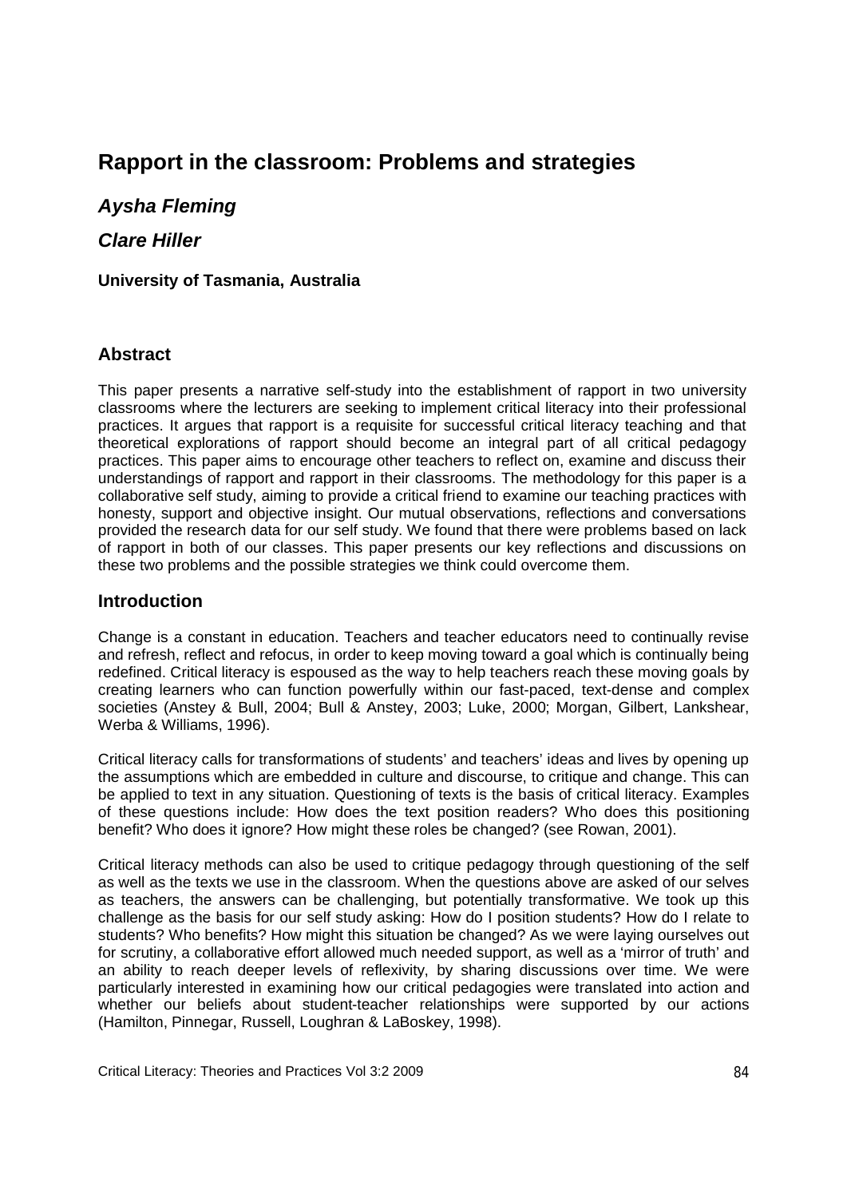# Rapport in the classroom: Problems and strategies

***Aysha Fleming***

***Clare Hiller***

**University of Tasmania, Australia**

## Abstract

This paper presents a narrative self-study into the establishment of rapport in two university classrooms where the lecturers are seeking to implement critical literacy into their professional practices. It argues that rapport is a requisite for successful critical literacy teaching and that theoretical explorations of rapport should become an integral part of all critical pedagogy practices. This paper aims to encourage other teachers to reflect on, examine and discuss their understandings of rapport and rapport in their classrooms. The methodology for this paper is a collaborative self study, aiming to provide a critical friend to examine our teaching practices with honesty, support and objective insight. Our mutual observations, reflections and conversations provided the research data for our self study. We found that there were problems based on lack of rapport in both of our classes. This paper presents our key reflections and discussions on these two problems and the possible strategies we think could overcome them.

## Introduction

Change is a constant in education. Teachers and teacher educators need to continually revise and refresh, reflect and refocus, in order to keep moving toward a goal which is continually being redefined. Critical literacy is espoused as the way to help teachers reach these moving goals by creating learners who can function powerfully within our fast-paced, text-dense and complex societies (Anstey & Bull, 2004; Bull & Anstey, 2003; Luke, 2000; Morgan, Gilbert, Lankshear, Werba & Williams, 1996).

Critical literacy calls for transformations of students' and teachers' ideas and lives by opening up the assumptions which are embedded in culture and discourse, to critique and change. This can be applied to text in any situation. Questioning of texts is the basis of critical literacy. Examples of these questions include: How does the text position readers? Who does this positioning benefit? Who does it ignore? How might these roles be changed? (see Rowan, 2001).

Critical literacy methods can also be used to critique pedagogy through questioning of the self as well as the texts we use in the classroom. When the questions above are asked of our selves as teachers, the answers can be challenging, but potentially transformative. We took up this challenge as the basis for our self study asking: How do I position students? How do I relate to students? Who benefits? How might this situation be changed? As we were laying ourselves out for scrutiny, a collaborative effort allowed much needed support, as well as a 'mirror of truth' and an ability to reach deeper levels of reflexivity, by sharing discussions over time. We were particularly interested in examining how our critical pedagogies were translated into action and whether our beliefs about student-teacher relationships were supported by our actions (Hamilton, Pinnegar, Russell, Loughran & LaBoskey, 1998).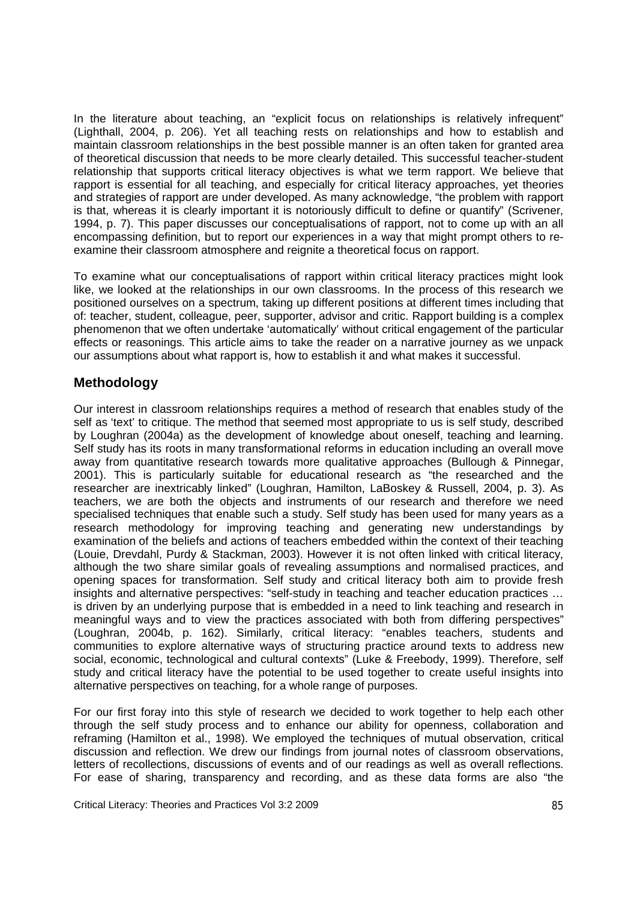In the literature about teaching, an "explicit focus on relationships is relatively infrequent" (Lighthall, 2004, p. 206). Yet all teaching rests on relationships and how to establish and maintain classroom relationships in the best possible manner is an often taken for granted area of theoretical discussion that needs to be more clearly detailed. This successful teacher-student relationship that supports critical literacy objectives is what we term rapport. We believe that rapport is essential for all teaching, and especially for critical literacy approaches, yet theories and strategies of rapport are under developed. As many acknowledge, "the problem with rapport is that, whereas it is clearly important it is notoriously difficult to define or quantify" (Scrivener, 1994, p. 7). This paper discusses our conceptualisations of rapport, not to come up with an all encompassing definition, but to report our experiences in a way that might prompt others to re-examine their classroom atmosphere and reignite a theoretical focus on rapport.

To examine what our conceptualisations of rapport within critical literacy practices might look like, we looked at the relationships in our own classrooms. In the process of this research we positioned ourselves on a spectrum, taking up different positions at different times including that of: teacher, student, colleague, peer, supporter, advisor and critic. Rapport building is a complex phenomenon that we often undertake 'automatically' without critical engagement of the particular effects or reasonings. This article aims to take the reader on a narrative journey as we unpack our assumptions about what rapport is, how to establish it and what makes it successful.

## Methodology

Our interest in classroom relationships requires a method of research that enables study of the self as 'text' to critique. The method that seemed most appropriate to us is self study, described by Loughran (2004a) as the development of knowledge about oneself, teaching and learning. Self study has its roots in many transformational reforms in education including an overall move away from quantitative research towards more qualitative approaches (Bullough & Pinnegar, 2001). This is particularly suitable for educational research as "the researched and the researcher are inextricably linked" (Loughran, Hamilton, LaBoskey & Russell, 2004, p. 3). As teachers, we are both the objects and instruments of our research and therefore we need specialised techniques that enable such a study. Self study has been used for many years as a research methodology for improving teaching and generating new understandings by examination of the beliefs and actions of teachers embedded within the context of their teaching (Louie, Drevdahl, Purdy & Stackman, 2003). However it is not often linked with critical literacy, although the two share similar goals of revealing assumptions and normalised practices, and opening spaces for transformation. Self study and critical literacy both aim to provide fresh insights and alternative perspectives: "self-study in teaching and teacher education practices … is driven by an underlying purpose that is embedded in a need to link teaching and research in meaningful ways and to view the practices associated with both from differing perspectives" (Loughran, 2004b, p. 162). Similarly, critical literacy: "enables teachers, students and communities to explore alternative ways of structuring practice around texts to address new social, economic, technological and cultural contexts" (Luke & Freebody, 1999). Therefore, self study and critical literacy have the potential to be used together to create useful insights into alternative perspectives on teaching, for a whole range of purposes.

For our first foray into this style of research we decided to work together to help each other through the self study process and to enhance our ability for openness, collaboration and reframing (Hamilton et al., 1998). We employed the techniques of mutual observation, critical discussion and reflection. We drew our findings from journal notes of classroom observations, letters of recollections, discussions of events and of our readings as well as overall reflections. For ease of sharing, transparency and recording, and as these data forms are also "the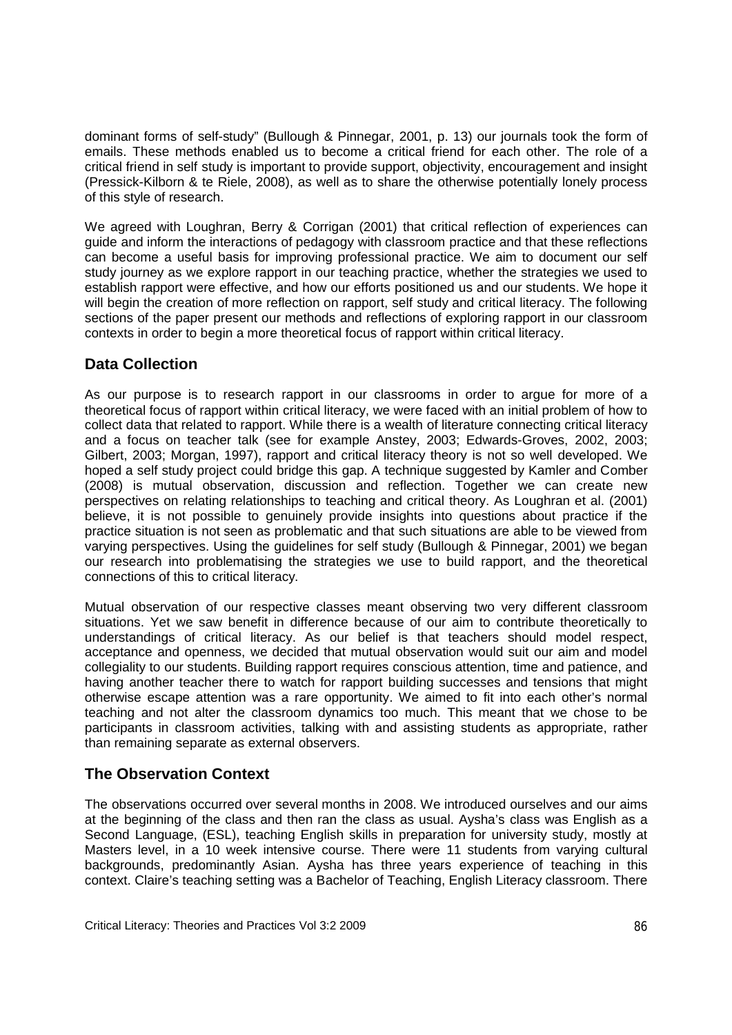dominant forms of self-study" (Bullough & Pinnegar, 2001, p. 13) our journals took the form of emails. These methods enabled us to become a critical friend for each other. The role of a critical friend in self study is important to provide support, objectivity, encouragement and insight (Pressick-Kilborn & te Riele, 2008), as well as to share the otherwise potentially lonely process of this style of research.

We agreed with Loughran, Berry & Corrigan (2001) that critical reflection of experiences can guide and inform the interactions of pedagogy with classroom practice and that these reflections can become a useful basis for improving professional practice. We aim to document our self study journey as we explore rapport in our teaching practice, whether the strategies we used to establish rapport were effective, and how our efforts positioned us and our students. We hope it will begin the creation of more reflection on rapport, self study and critical literacy. The following sections of the paper present our methods and reflections of exploring rapport in our classroom contexts in order to begin a more theoretical focus of rapport within critical literacy.

## Data Collection

As our purpose is to research rapport in our classrooms in order to argue for more of a theoretical focus of rapport within critical literacy, we were faced with an initial problem of how to collect data that related to rapport. While there is a wealth of literature connecting critical literacy and a focus on teacher talk (see for example Anstey, 2003; Edwards-Groves, 2002, 2003; Gilbert, 2003; Morgan, 1997), rapport and critical literacy theory is not so well developed. We hoped a self study project could bridge this gap. A technique suggested by Kamler and Comber (2008) is mutual observation, discussion and reflection. Together we can create new perspectives on relating relationships to teaching and critical theory. As Loughran et al. (2001) believe, it is not possible to genuinely provide insights into questions about practice if the practice situation is not seen as problematic and that such situations are able to be viewed from varying perspectives. Using the guidelines for self study (Bullough & Pinnegar, 2001) we began our research into problematising the strategies we use to build rapport, and the theoretical connections of this to critical literacy.

Mutual observation of our respective classes meant observing two very different classroom situations. Yet we saw benefit in difference because of our aim to contribute theoretically to understandings of critical literacy. As our belief is that teachers should model respect, acceptance and openness, we decided that mutual observation would suit our aim and model collegiality to our students. Building rapport requires conscious attention, time and patience, and having another teacher there to watch for rapport building successes and tensions that might otherwise escape attention was a rare opportunity. We aimed to fit into each other's normal teaching and not alter the classroom dynamics too much. This meant that we chose to be participants in classroom activities, talking with and assisting students as appropriate, rather than remaining separate as external observers.

## The Observation Context

The observations occurred over several months in 2008. We introduced ourselves and our aims at the beginning of the class and then ran the class as usual. Aysha's class was English as a Second Language, (ESL), teaching English skills in preparation for university study, mostly at Masters level, in a 10 week intensive course. There were 11 students from varying cultural backgrounds, predominantly Asian. Aysha has three years experience of teaching in this context. Claire's teaching setting was a Bachelor of Teaching, English Literacy classroom. There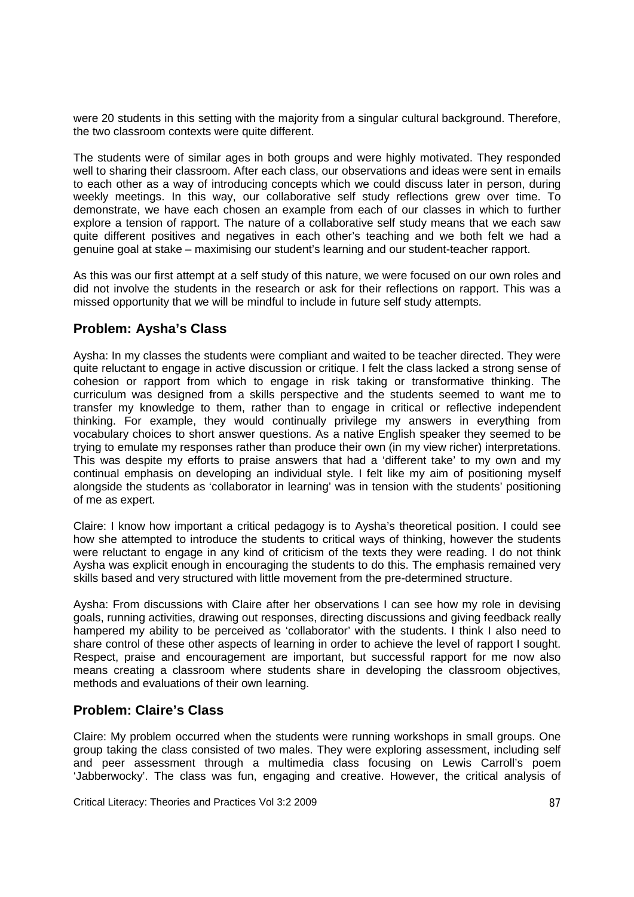were 20 students in this setting with the majority from a singular cultural background. Therefore, the two classroom contexts were quite different.

The students were of similar ages in both groups and were highly motivated. They responded well to sharing their classroom. After each class, our observations and ideas were sent in emails to each other as a way of introducing concepts which we could discuss later in person, during weekly meetings. In this way, our collaborative self study reflections grew over time. To demonstrate, we have each chosen an example from each of our classes in which to further explore a tension of rapport. The nature of a collaborative self study means that we each saw quite different positives and negatives in each other's teaching and we both felt we had a genuine goal at stake – maximising our student's learning and our student-teacher rapport.

As this was our first attempt at a self study of this nature, we were focused on our own roles and did not involve the students in the research or ask for their reflections on rapport. This was a missed opportunity that we will be mindful to include in future self study attempts.

## Problem: Aysha's Class

Aysha: In my classes the students were compliant and waited to be teacher directed. They were quite reluctant to engage in active discussion or critique. I felt the class lacked a strong sense of cohesion or rapport from which to engage in risk taking or transformative thinking. The curriculum was designed from a skills perspective and the students seemed to want me to transfer my knowledge to them, rather than to engage in critical or reflective independent thinking. For example, they would continually privilege my answers in everything from vocabulary choices to short answer questions. As a native English speaker they seemed to be trying to emulate my responses rather than produce their own (in my view richer) interpretations. This was despite my efforts to praise answers that had a 'different take' to my own and my continual emphasis on developing an individual style. I felt like my aim of positioning myself alongside the students as 'collaborator in learning' was in tension with the students' positioning of me as expert.

Claire: I know how important a critical pedagogy is to Aysha's theoretical position. I could see how she attempted to introduce the students to critical ways of thinking, however the students were reluctant to engage in any kind of criticism of the texts they were reading. I do not think Aysha was explicit enough in encouraging the students to do this. The emphasis remained very skills based and very structured with little movement from the pre-determined structure.

Aysha: From discussions with Claire after her observations I can see how my role in devising goals, running activities, drawing out responses, directing discussions and giving feedback really hampered my ability to be perceived as 'collaborator' with the students. I think I also need to share control of these other aspects of learning in order to achieve the level of rapport I sought. Respect, praise and encouragement are important, but successful rapport for me now also means creating a classroom where students share in developing the classroom objectives, methods and evaluations of their own learning.

## Problem: Claire's Class

Claire: My problem occurred when the students were running workshops in small groups. One group taking the class consisted of two males. They were exploring assessment, including self and peer assessment through a multimedia class focusing on Lewis Carroll's poem 'Jabberwocky'. The class was fun, engaging and creative. However, the critical analysis of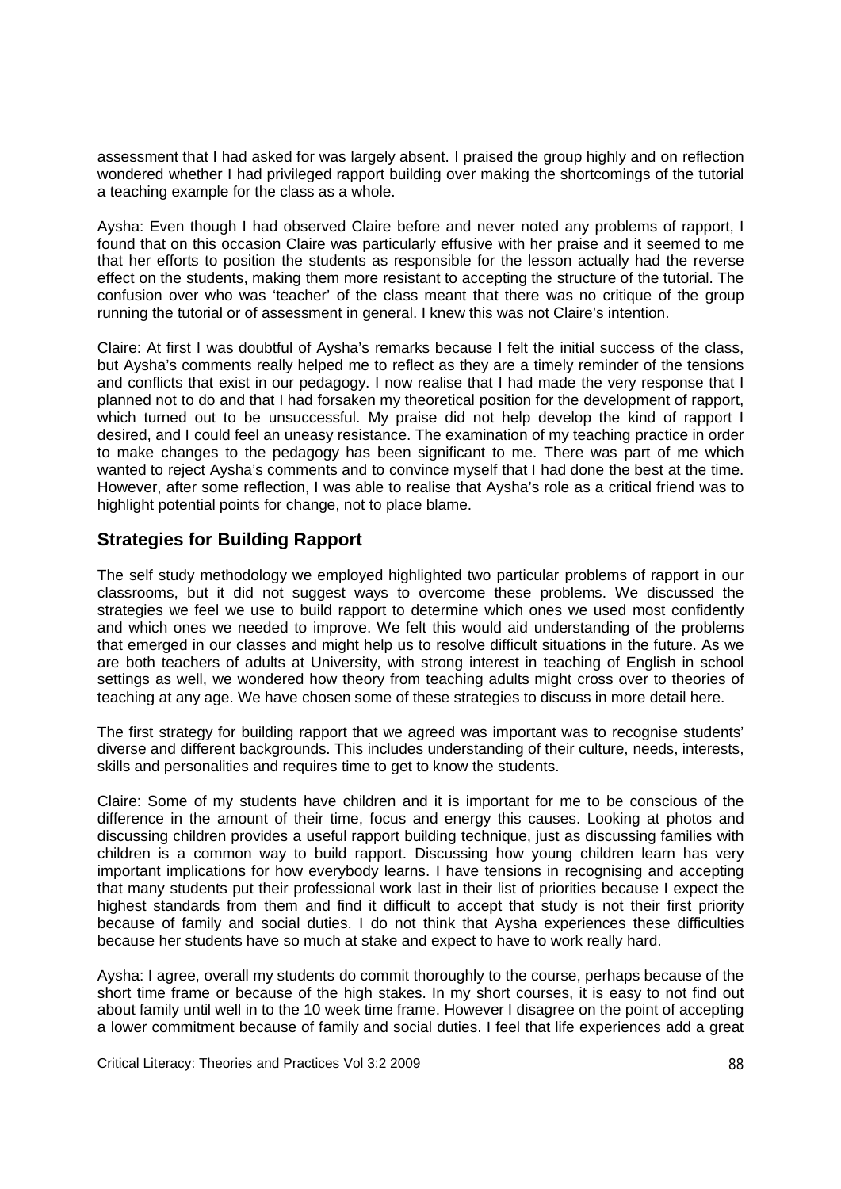assessment that I had asked for was largely absent. I praised the group highly and on reflection wondered whether I had privileged rapport building over making the shortcomings of the tutorial a teaching example for the class as a whole.

Aysha: Even though I had observed Claire before and never noted any problems of rapport, I found that on this occasion Claire was particularly effusive with her praise and it seemed to me that her efforts to position the students as responsible for the lesson actually had the reverse effect on the students, making them more resistant to accepting the structure of the tutorial. The confusion over who was 'teacher' of the class meant that there was no critique of the group running the tutorial or of assessment in general. I knew this was not Claire's intention.

Claire: At first I was doubtful of Aysha's remarks because I felt the initial success of the class, but Aysha's comments really helped me to reflect as they are a timely reminder of the tensions and conflicts that exist in our pedagogy. I now realise that I had made the very response that I planned not to do and that I had forsaken my theoretical position for the development of rapport, which turned out to be unsuccessful. My praise did not help develop the kind of rapport I desired, and I could feel an uneasy resistance. The examination of my teaching practice in order to make changes to the pedagogy has been significant to me. There was part of me which wanted to reject Aysha's comments and to convince myself that I had done the best at the time. However, after some reflection, I was able to realise that Aysha's role as a critical friend was to highlight potential points for change, not to place blame.

## Strategies for Building Rapport

The self study methodology we employed highlighted two particular problems of rapport in our classrooms, but it did not suggest ways to overcome these problems. We discussed the strategies we feel we use to build rapport to determine which ones we used most confidently and which ones we needed to improve. We felt this would aid understanding of the problems that emerged in our classes and might help us to resolve difficult situations in the future. As we are both teachers of adults at University, with strong interest in teaching of English in school settings as well, we wondered how theory from teaching adults might cross over to theories of teaching at any age. We have chosen some of these strategies to discuss in more detail here.

The first strategy for building rapport that we agreed was important was to recognise students' diverse and different backgrounds. This includes understanding of their culture, needs, interests, skills and personalities and requires time to get to know the students.

Claire: Some of my students have children and it is important for me to be conscious of the difference in the amount of their time, focus and energy this causes. Looking at photos and discussing children provides a useful rapport building technique, just as discussing families with children is a common way to build rapport. Discussing how young children learn has very important implications for how everybody learns. I have tensions in recognising and accepting that many students put their professional work last in their list of priorities because I expect the highest standards from them and find it difficult to accept that study is not their first priority because of family and social duties. I do not think that Aysha experiences these difficulties because her students have so much at stake and expect to have to work really hard.

Aysha: I agree, overall my students do commit thoroughly to the course, perhaps because of the short time frame or because of the high stakes. In my short courses, it is easy to not find out about family until well in to the 10 week time frame. However I disagree on the point of accepting a lower commitment because of family and social duties. I feel that life experiences add a great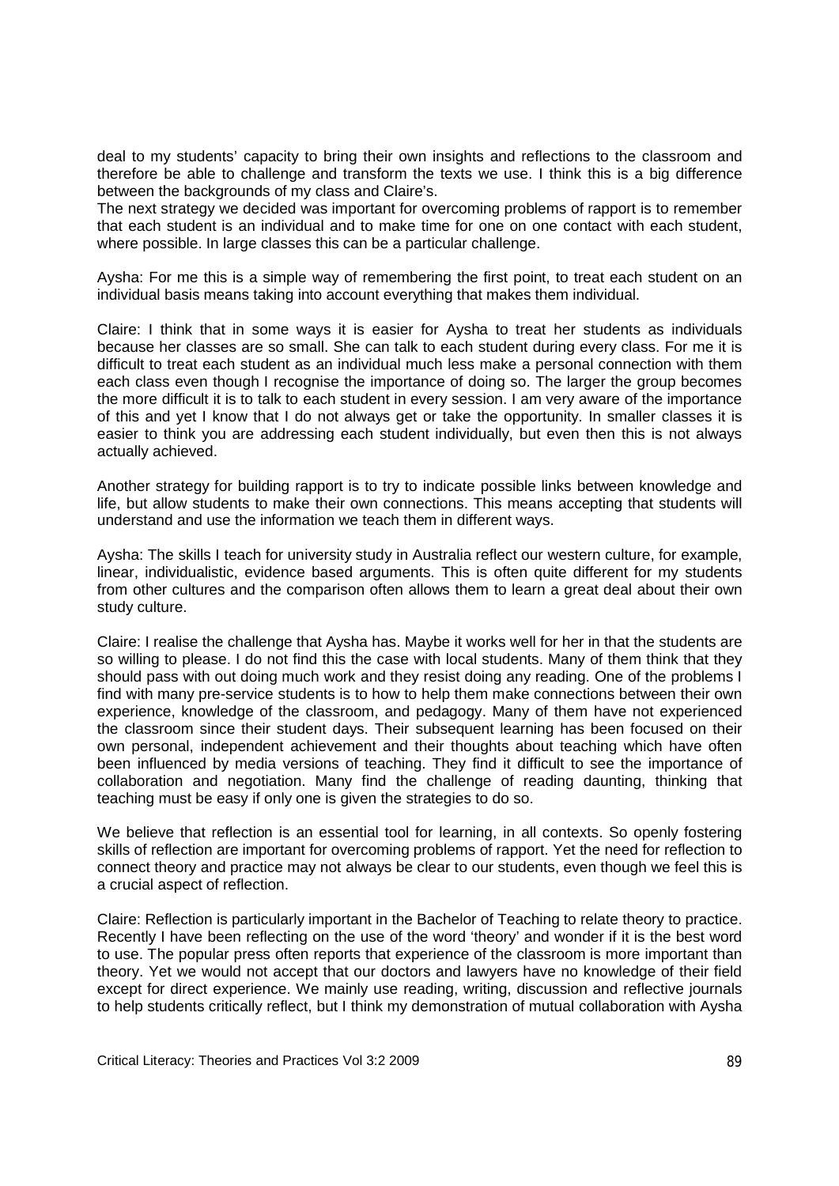deal to my students' capacity to bring their own insights and reflections to the classroom and therefore be able to challenge and transform the texts we use. I think this is a big difference between the backgrounds of my class and Claire's.
The next strategy we decided was important for overcoming problems of rapport is to remember that each student is an individual and to make time for one on one contact with each student, where possible. In large classes this can be a particular challenge.

Aysha: For me this is a simple way of remembering the first point, to treat each student on an individual basis means taking into account everything that makes them individual.

Claire: I think that in some ways it is easier for Aysha to treat her students as individuals because her classes are so small. She can talk to each student during every class. For me it is difficult to treat each student as an individual much less make a personal connection with them each class even though I recognise the importance of doing so. The larger the group becomes the more difficult it is to talk to each student in every session. I am very aware of the importance of this and yet I know that I do not always get or take the opportunity. In smaller classes it is easier to think you are addressing each student individually, but even then this is not always actually achieved.

Another strategy for building rapport is to try to indicate possible links between knowledge and life, but allow students to make their own connections. This means accepting that students will understand and use the information we teach them in different ways.

Aysha: The skills I teach for university study in Australia reflect our western culture, for example, linear, individualistic, evidence based arguments. This is often quite different for my students from other cultures and the comparison often allows them to learn a great deal about their own study culture.

Claire: I realise the challenge that Aysha has. Maybe it works well for her in that the students are so willing to please. I do not find this the case with local students. Many of them think that they should pass with out doing much work and they resist doing any reading. One of the problems I find with many pre-service students is to how to help them make connections between their own experience, knowledge of the classroom, and pedagogy. Many of them have not experienced the classroom since their student days. Their subsequent learning has been focused on their own personal, independent achievement and their thoughts about teaching which have often been influenced by media versions of teaching. They find it difficult to see the importance of collaboration and negotiation. Many find the challenge of reading daunting, thinking that teaching must be easy if only one is given the strategies to do so.

We believe that reflection is an essential tool for learning, in all contexts. So openly fostering skills of reflection are important for overcoming problems of rapport. Yet the need for reflection to connect theory and practice may not always be clear to our students, even though we feel this is a crucial aspect of reflection.

Claire: Reflection is particularly important in the Bachelor of Teaching to relate theory to practice. Recently I have been reflecting on the use of the word 'theory' and wonder if it is the best word to use. The popular press often reports that experience of the classroom is more important than theory. Yet we would not accept that our doctors and lawyers have no knowledge of their field except for direct experience. We mainly use reading, writing, discussion and reflective journals to help students critically reflect, but I think my demonstration of mutual collaboration with Aysha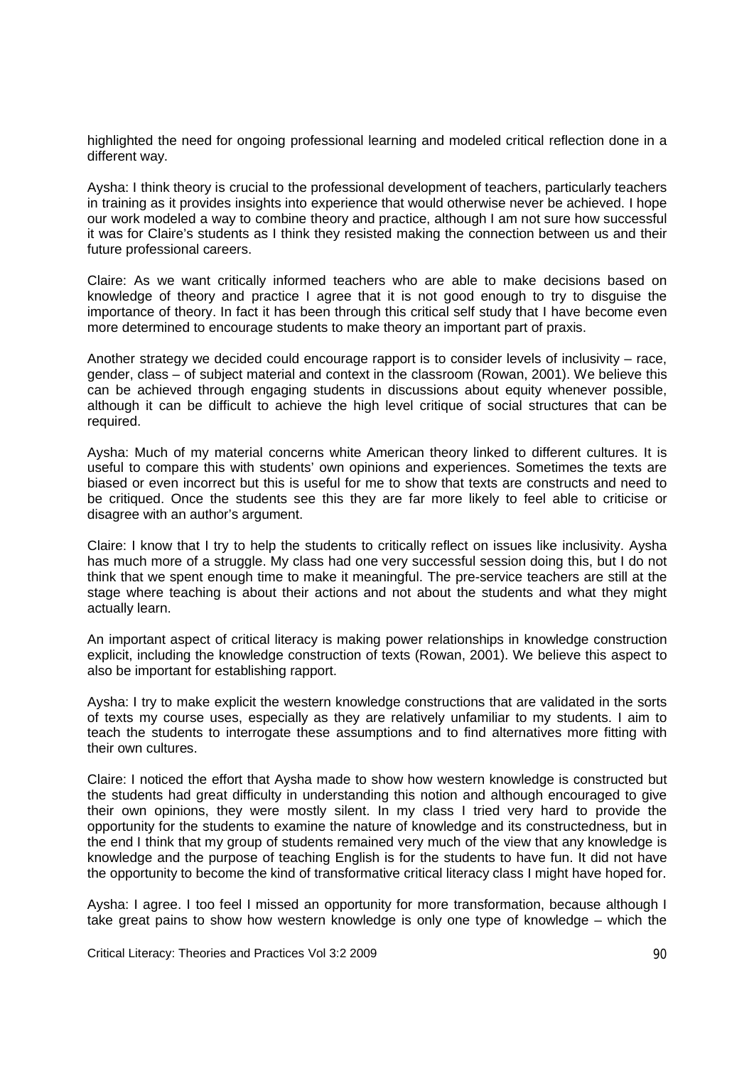highlighted the need for ongoing professional learning and modeled critical reflection done in a different way.

Aysha: I think theory is crucial to the professional development of teachers, particularly teachers in training as it provides insights into experience that would otherwise never be achieved. I hope our work modeled a way to combine theory and practice, although I am not sure how successful it was for Claire's students as I think they resisted making the connection between us and their future professional careers.

Claire: As we want critically informed teachers who are able to make decisions based on knowledge of theory and practice I agree that it is not good enough to try to disguise the importance of theory. In fact it has been through this critical self study that I have become even more determined to encourage students to make theory an important part of praxis.

Another strategy we decided could encourage rapport is to consider levels of inclusivity – race, gender, class – of subject material and context in the classroom (Rowan, 2001). We believe this can be achieved through engaging students in discussions about equity whenever possible, although it can be difficult to achieve the high level critique of social structures that can be required.

Aysha: Much of my material concerns white American theory linked to different cultures. It is useful to compare this with students' own opinions and experiences. Sometimes the texts are biased or even incorrect but this is useful for me to show that texts are constructs and need to be critiqued. Once the students see this they are far more likely to feel able to criticise or disagree with an author's argument.

Claire: I know that I try to help the students to critically reflect on issues like inclusivity. Aysha has much more of a struggle. My class had one very successful session doing this, but I do not think that we spent enough time to make it meaningful. The pre-service teachers are still at the stage where teaching is about their actions and not about the students and what they might actually learn.

An important aspect of critical literacy is making power relationships in knowledge construction explicit, including the knowledge construction of texts (Rowan, 2001). We believe this aspect to also be important for establishing rapport.

Aysha: I try to make explicit the western knowledge constructions that are validated in the sorts of texts my course uses, especially as they are relatively unfamiliar to my students. I aim to teach the students to interrogate these assumptions and to find alternatives more fitting with their own cultures.

Claire: I noticed the effort that Aysha made to show how western knowledge is constructed but the students had great difficulty in understanding this notion and although encouraged to give their own opinions, they were mostly silent. In my class I tried very hard to provide the opportunity for the students to examine the nature of knowledge and its constructedness, but in the end I think that my group of students remained very much of the view that any knowledge is knowledge and the purpose of teaching English is for the students to have fun. It did not have the opportunity to become the kind of transformative critical literacy class I might have hoped for.

Aysha: I agree. I too feel I missed an opportunity for more transformation, because although I take great pains to show how western knowledge is only one type of knowledge – which the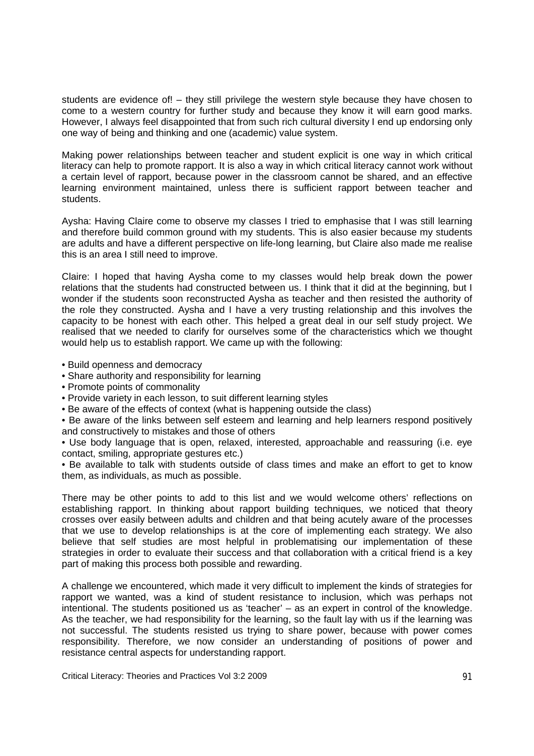students are evidence of! – they still privilege the western style because they have chosen to come to a western country for further study and because they know it will earn good marks. However, I always feel disappointed that from such rich cultural diversity I end up endorsing only one way of being and thinking and one (academic) value system.

Making power relationships between teacher and student explicit is one way in which critical literacy can help to promote rapport. It is also a way in which critical literacy cannot work without a certain level of rapport, because power in the classroom cannot be shared, and an effective learning environment maintained, unless there is sufficient rapport between teacher and students.

Aysha: Having Claire come to observe my classes I tried to emphasise that I was still learning and therefore build common ground with my students. This is also easier because my students are adults and have a different perspective on life-long learning, but Claire also made me realise this is an area I still need to improve.

Claire: I hoped that having Aysha come to my classes would help break down the power relations that the students had constructed between us. I think that it did at the beginning, but I wonder if the students soon reconstructed Aysha as teacher and then resisted the authority of the role they constructed. Aysha and I have a very trusting relationship and this involves the capacity to be honest with each other. This helped a great deal in our self study project. We realised that we needed to clarify for ourselves some of the characteristics which we thought would help us to establish rapport. We came up with the following:

- Build openness and democracy
- Share authority and responsibility for learning
- Promote points of commonality
- Provide variety in each lesson, to suit different learning styles
- Be aware of the effects of context (what is happening outside the class)
- Be aware of the links between self esteem and learning and help learners respond positively and constructively to mistakes and those of others
- Use body language that is open, relaxed, interested, approachable and reassuring (i.e. eye contact, smiling, appropriate gestures etc.)
- Be available to talk with students outside of class times and make an effort to get to know them, as individuals, as much as possible.

There may be other points to add to this list and we would welcome others' reflections on establishing rapport. In thinking about rapport building techniques, we noticed that theory crosses over easily between adults and children and that being acutely aware of the processes that we use to develop relationships is at the core of implementing each strategy. We also believe that self studies are most helpful in problematising our implementation of these strategies in order to evaluate their success and that collaboration with a critical friend is a key part of making this process both possible and rewarding.

A challenge we encountered, which made it very difficult to implement the kinds of strategies for rapport we wanted, was a kind of student resistance to inclusion, which was perhaps not intentional. The students positioned us as 'teacher' – as an expert in control of the knowledge. As the teacher, we had responsibility for the learning, so the fault lay with us if the learning was not successful. The students resisted us trying to share power, because with power comes responsibility. Therefore, we now consider an understanding of positions of power and resistance central aspects for understanding rapport.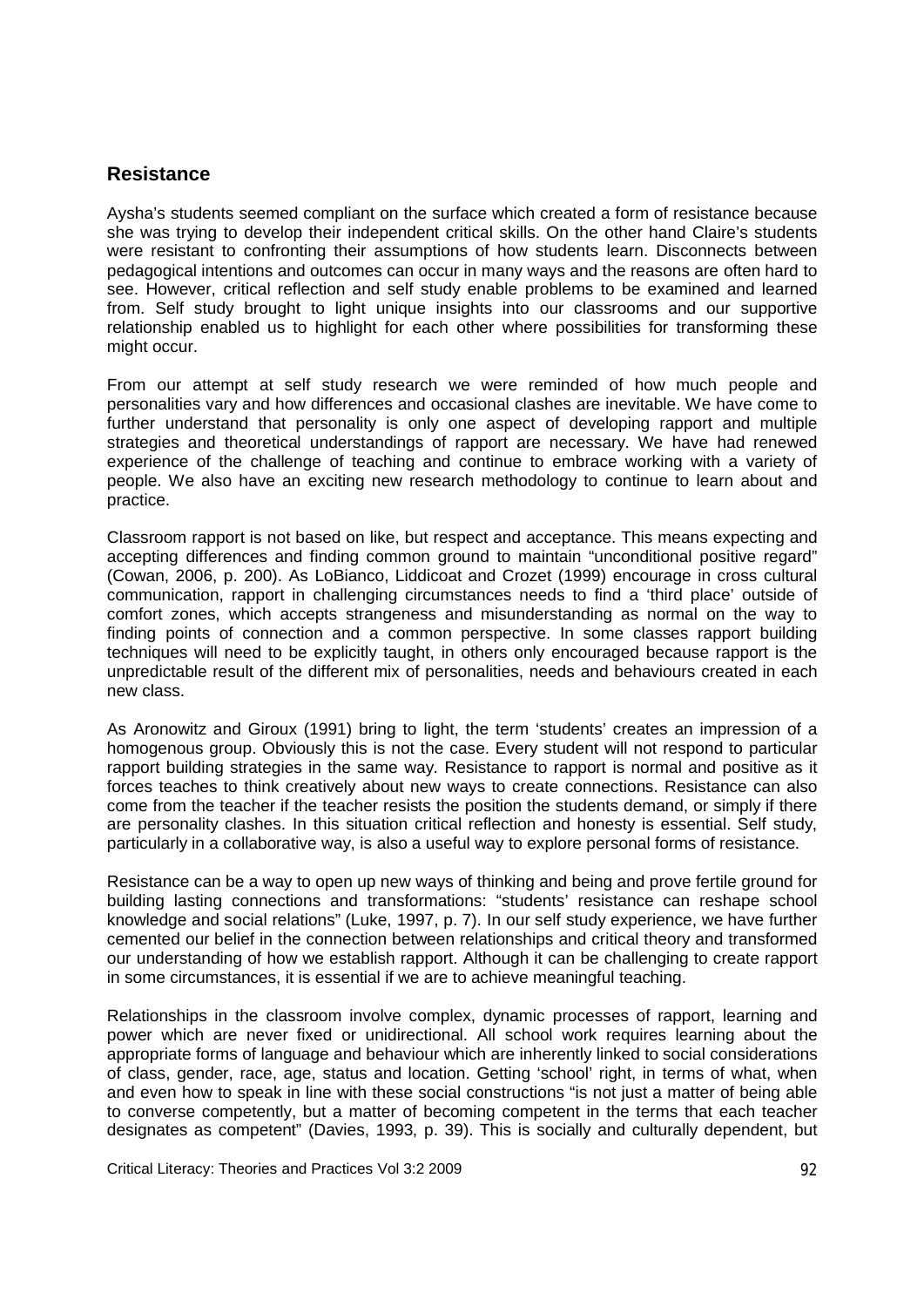## Resistance

Aysha's students seemed compliant on the surface which created a form of resistance because she was trying to develop their independent critical skills. On the other hand Claire's students were resistant to confronting their assumptions of how students learn. Disconnects between pedagogical intentions and outcomes can occur in many ways and the reasons are often hard to see. However, critical reflection and self study enable problems to be examined and learned from. Self study brought to light unique insights into our classrooms and our supportive relationship enabled us to highlight for each other where possibilities for transforming these might occur.

From our attempt at self study research we were reminded of how much people and personalities vary and how differences and occasional clashes are inevitable. We have come to further understand that personality is only one aspect of developing rapport and multiple strategies and theoretical understandings of rapport are necessary. We have had renewed experience of the challenge of teaching and continue to embrace working with a variety of people. We also have an exciting new research methodology to continue to learn about and practice.

Classroom rapport is not based on like, but respect and acceptance. This means expecting and accepting differences and finding common ground to maintain "unconditional positive regard" (Cowan, 2006, p. 200). As LoBianco, Liddicoat and Crozet (1999) encourage in cross cultural communication, rapport in challenging circumstances needs to find a 'third place' outside of comfort zones, which accepts strangeness and misunderstanding as normal on the way to finding points of connection and a common perspective. In some classes rapport building techniques will need to be explicitly taught, in others only encouraged because rapport is the unpredictable result of the different mix of personalities, needs and behaviours created in each new class.

As Aronowitz and Giroux (1991) bring to light, the term 'students' creates an impression of a homogenous group. Obviously this is not the case. Every student will not respond to particular rapport building strategies in the same way. Resistance to rapport is normal and positive as it forces teaches to think creatively about new ways to create connections. Resistance can also come from the teacher if the teacher resists the position the students demand, or simply if there are personality clashes. In this situation critical reflection and honesty is essential. Self study, particularly in a collaborative way, is also a useful way to explore personal forms of resistance.

Resistance can be a way to open up new ways of thinking and being and prove fertile ground for building lasting connections and transformations: "students' resistance can reshape school knowledge and social relations" (Luke, 1997, p. 7). In our self study experience, we have further cemented our belief in the connection between relationships and critical theory and transformed our understanding of how we establish rapport. Although it can be challenging to create rapport in some circumstances, it is essential if we are to achieve meaningful teaching.

Relationships in the classroom involve complex, dynamic processes of rapport, learning and power which are never fixed or unidirectional. All school work requires learning about the appropriate forms of language and behaviour which are inherently linked to social considerations of class, gender, race, age, status and location. Getting 'school' right, in terms of what, when and even how to speak in line with these social constructions "is not just a matter of being able to converse competently, but a matter of becoming competent in the terms that each teacher designates as competent" (Davies, 1993, p. 39). This is socially and culturally dependent, but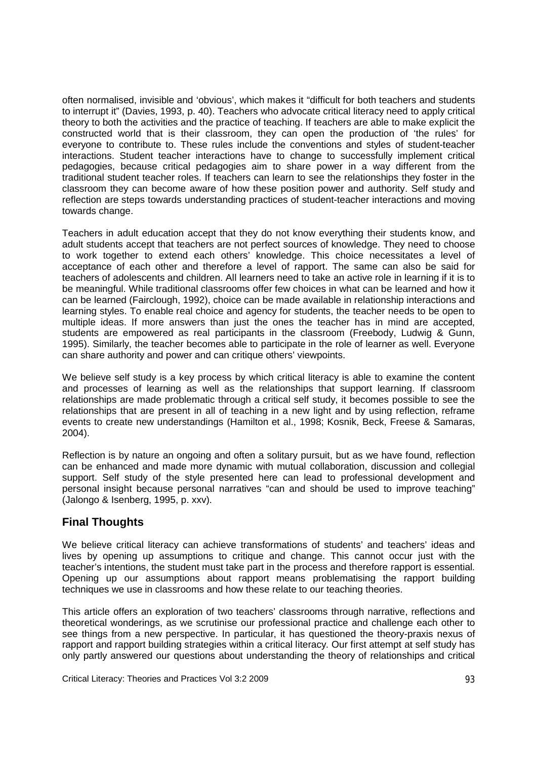often normalised, invisible and 'obvious', which makes it "difficult for both teachers and students to interrupt it" (Davies, 1993, p. 40). Teachers who advocate critical literacy need to apply critical theory to both the activities and the practice of teaching. If teachers are able to make explicit the constructed world that is their classroom, they can open the production of 'the rules' for everyone to contribute to. These rules include the conventions and styles of student-teacher interactions. Student teacher interactions have to change to successfully implement critical pedagogies, because critical pedagogies aim to share power in a way different from the traditional student teacher roles. If teachers can learn to see the relationships they foster in the classroom they can become aware of how these position power and authority. Self study and reflection are steps towards understanding practices of student-teacher interactions and moving towards change.

Teachers in adult education accept that they do not know everything their students know, and adult students accept that teachers are not perfect sources of knowledge. They need to choose to work together to extend each others' knowledge. This choice necessitates a level of acceptance of each other and therefore a level of rapport. The same can also be said for teachers of adolescents and children. All learners need to take an active role in learning if it is to be meaningful. While traditional classrooms offer few choices in what can be learned and how it can be learned (Fairclough, 1992), choice can be made available in relationship interactions and learning styles. To enable real choice and agency for students, the teacher needs to be open to multiple ideas. If more answers than just the ones the teacher has in mind are accepted, students are empowered as real participants in the classroom (Freebody, Ludwig & Gunn, 1995). Similarly, the teacher becomes able to participate in the role of learner as well. Everyone can share authority and power and can critique others' viewpoints.

We believe self study is a key process by which critical literacy is able to examine the content and processes of learning as well as the relationships that support learning. If classroom relationships are made problematic through a critical self study, it becomes possible to see the relationships that are present in all of teaching in a new light and by using reflection, reframe events to create new understandings (Hamilton et al., 1998; Kosnik, Beck, Freese & Samaras, 2004).

Reflection is by nature an ongoing and often a solitary pursuit, but as we have found, reflection can be enhanced and made more dynamic with mutual collaboration, discussion and collegial support. Self study of the style presented here can lead to professional development and personal insight because personal narratives "can and should be used to improve teaching" (Jalongo & Isenberg, 1995, p. xxv).

## Final Thoughts

We believe critical literacy can achieve transformations of students' and teachers' ideas and lives by opening up assumptions to critique and change. This cannot occur just with the teacher's intentions, the student must take part in the process and therefore rapport is essential. Opening up our assumptions about rapport means problematising the rapport building techniques we use in classrooms and how these relate to our teaching theories.

This article offers an exploration of two teachers' classrooms through narrative, reflections and theoretical wonderings, as we scrutinise our professional practice and challenge each other to see things from a new perspective. In particular, it has questioned the theory-praxis nexus of rapport and rapport building strategies within a critical literacy. Our first attempt at self study has only partly answered our questions about understanding the theory of relationships and critical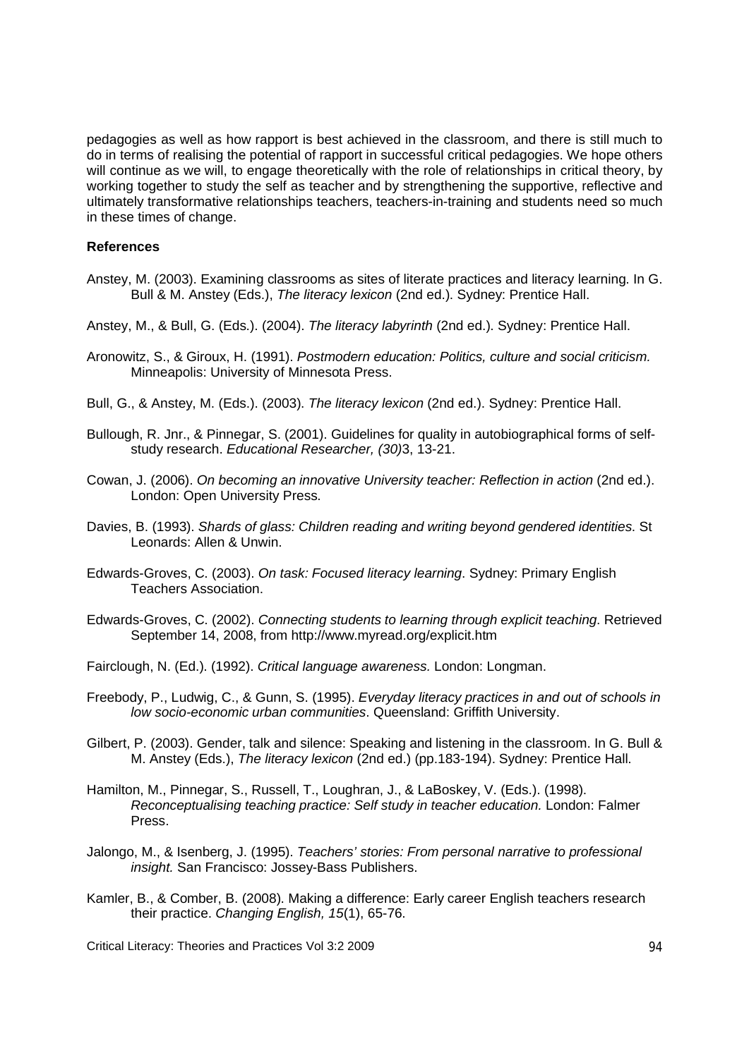pedagogies as well as how rapport is best achieved in the classroom, and there is still much to do in terms of realising the potential of rapport in successful critical pedagogies. We hope others will continue as we will, to engage theoretically with the role of relationships in critical theory, by working together to study the self as teacher and by strengthening the supportive, reflective and ultimately transformative relationships teachers, teachers-in-training and students need so much in these times of change.

**References**

Anstey, M. (2003). Examining classrooms as sites of literate practices and literacy learning. In G. Bull & M. Anstey (Eds.), *The literacy lexicon* (2nd ed.). Sydney: Prentice Hall.

Anstey, M., & Bull, G. (Eds.). (2004). *The literacy labyrinth* (2nd ed.). Sydney: Prentice Hall.

Aronowitz, S., & Giroux, H. (1991). *Postmodern education: Politics, culture and social criticism.* Minneapolis: University of Minnesota Press.

Bull, G., & Anstey, M. (Eds.). (2003). *The literacy lexicon* (2nd ed.). Sydney: Prentice Hall.

Bullough, R. Jnr., & Pinnegar, S. (2001). Guidelines for quality in autobiographical forms of self-study research. *Educational Researcher, (30)*3, 13-21.

Cowan, J. (2006). *On becoming an innovative University teacher: Reflection in action* (2nd ed.). London: Open University Press.

Davies, B. (1993). *Shards of glass: Children reading and writing beyond gendered identities*. St Leonards: Allen & Unwin.

Edwards-Groves, C. (2003). *On task: Focused literacy learning*. Sydney: Primary English Teachers Association.

Edwards-Groves, C. (2002). *Connecting students to learning through explicit teaching*. Retrieved September 14, 2008, from http://www.myread.org/explicit.htm

Fairclough, N. (Ed.). (1992). *Critical language awareness.* London: Longman.

Freebody, P., Ludwig, C., & Gunn, S. (1995). *Everyday literacy practices in and out of schools in low socio-economic urban communities*. Queensland: Griffith University.

Gilbert, P. (2003). Gender, talk and silence: Speaking and listening in the classroom. In G. Bull & M. Anstey (Eds.), *The literacy lexicon* (2nd ed.) (pp.183-194). Sydney: Prentice Hall.

Hamilton, M., Pinnegar, S., Russell, T., Loughran, J., & LaBoskey, V. (Eds.). (1998). *Reconceptualising teaching practice: Self study in teacher education.* London: Falmer Press.

Jalongo, M., & Isenberg, J. (1995). *Teachers' stories: From personal narrative to professional insight.* San Francisco: Jossey-Bass Publishers.

Kamler, B., & Comber, B. (2008). Making a difference: Early career English teachers research their practice. *Changing English, 15*(1), 65-76.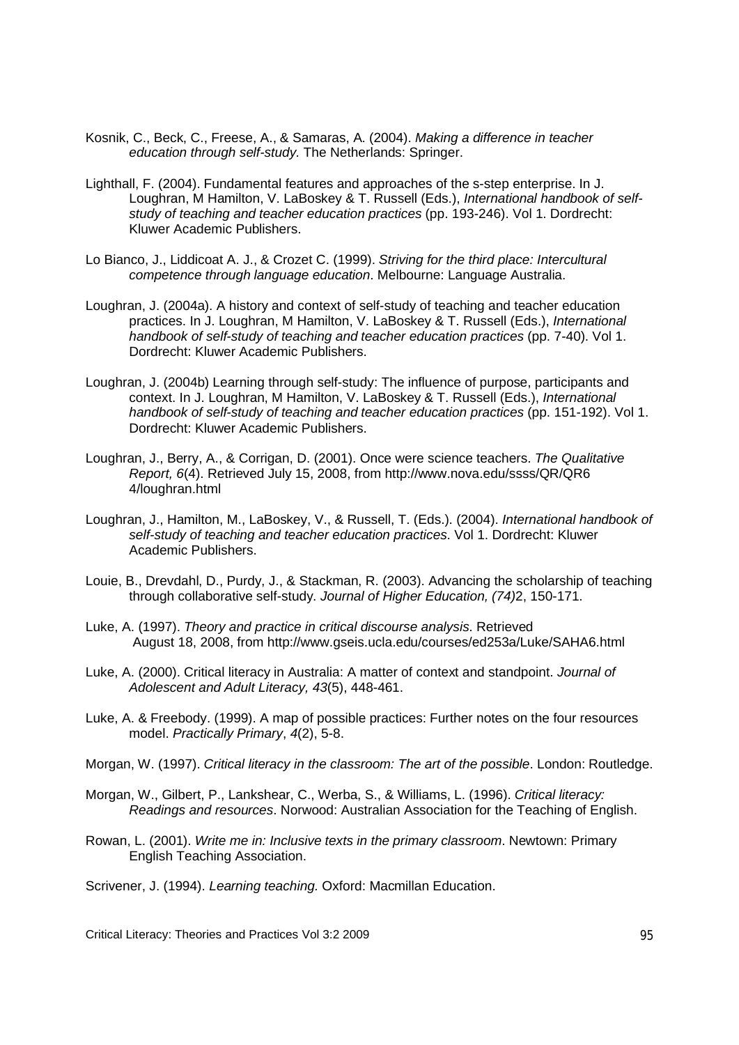Kosnik, C., Beck, C., Freese, A., & Samaras, A. (2004). *Making a difference in teacher education through self-study.* The Netherlands: Springer.

Lighthall, F. (2004). Fundamental features and approaches of the s-step enterprise. In J. Loughran, M Hamilton, V. LaBoskey & T. Russell (Eds.), *International handbook of self-study of teaching and teacher education practices* (pp. 193-246). Vol 1. Dordrecht: Kluwer Academic Publishers.

Lo Bianco, J., Liddicoat A. J., & Crozet C. (1999). *Striving for the third place: Intercultural competence through language education*. Melbourne: Language Australia.

Loughran, J. (2004a). A history and context of self-study of teaching and teacher education practices. In J. Loughran, M Hamilton, V. LaBoskey & T. Russell (Eds.), *International handbook of self-study of teaching and teacher education practices* (pp. 7-40). Vol 1. Dordrecht: Kluwer Academic Publishers.

Loughran, J. (2004b) Learning through self-study: The influence of purpose, participants and context. In J. Loughran, M Hamilton, V. LaBoskey & T. Russell (Eds.), *International handbook of self-study of teaching and teacher education practices* (pp. 151-192). Vol 1. Dordrecht: Kluwer Academic Publishers.

Loughran, J., Berry, A., & Corrigan, D. (2001). Once were science teachers. *The Qualitative Report, 6*(4). Retrieved July 15, 2008, from http://www.nova.edu/ssss/QR/QR6 4/loughran.html

Loughran, J., Hamilton, M., LaBoskey, V., & Russell, T. (Eds.). (2004). *International handbook of self-study of teaching and teacher education practices*. Vol 1. Dordrecht: Kluwer Academic Publishers.

Louie, B., Drevdahl, D., Purdy, J., & Stackman, R. (2003). Advancing the scholarship of teaching through collaborative self-study. *Journal of Higher Education, (74)*2, 150-171.

Luke, A. (1997). *Theory and practice in critical discourse analysis*. Retrieved August 18, 2008, from http://www.gseis.ucla.edu/courses/ed253a/Luke/SAHA6.html

Luke, A. (2000). Critical literacy in Australia: A matter of context and standpoint. *Journal of Adolescent and Adult Literacy, 43*(5), 448-461.

Luke, A. & Freebody. (1999). A map of possible practices: Further notes on the four resources model. *Practically Primary*, *4*(2), 5-8.

Morgan, W. (1997). *Critical literacy in the classroom: The art of the possible*. London: Routledge.

Morgan, W., Gilbert, P., Lankshear, C., Werba, S., & Williams, L. (1996). *Critical literacy: Readings and resources*. Norwood: Australian Association for the Teaching of English.

Rowan, L. (2001). *Write me in: Inclusive texts in the primary classroom*. Newtown: Primary English Teaching Association.

Scrivener, J. (1994). *Learning teaching.* Oxford: Macmillan Education.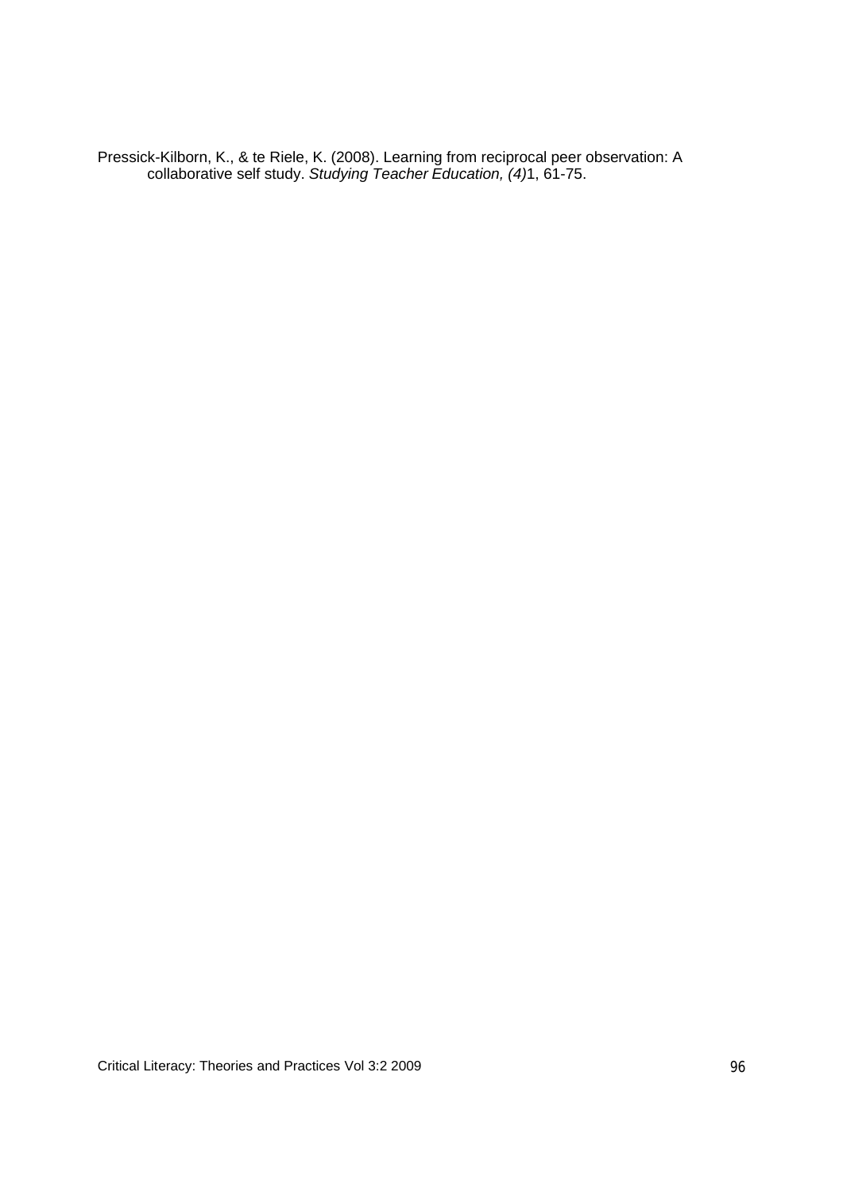Pressick-Kilborn, K., & te Riele, K. (2008). Learning from reciprocal peer observation: A collaborative self study. *Studying Teacher Education, (4)*1, 61-75.